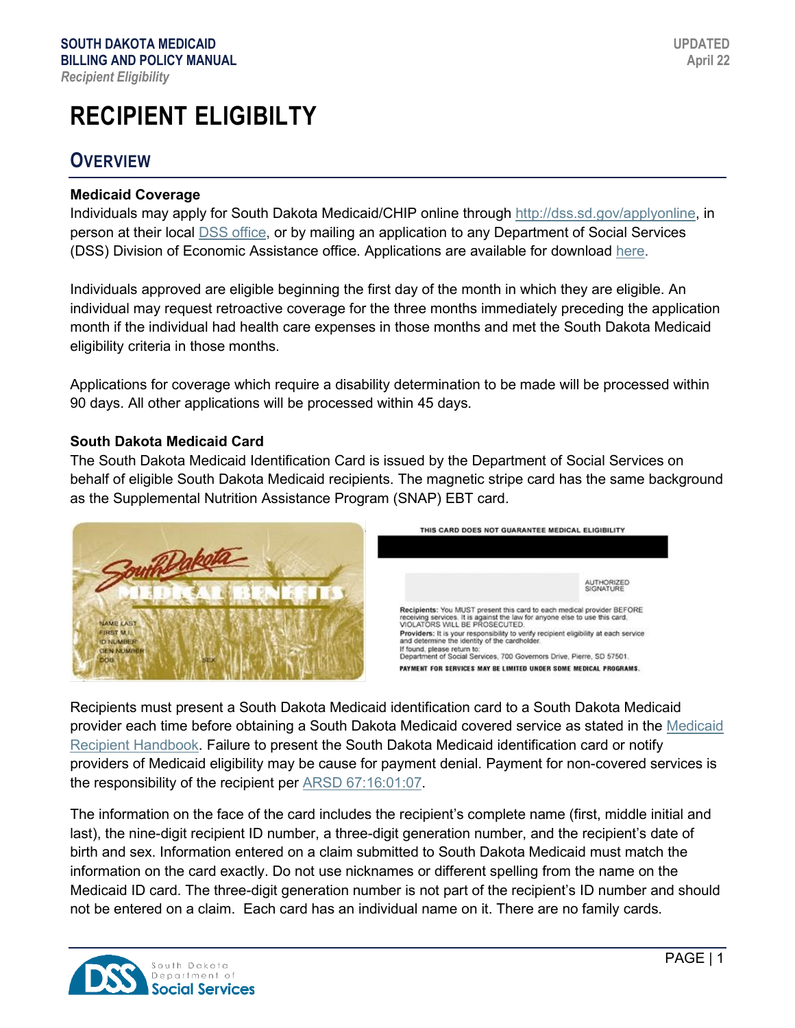# RECIPIENT ELIGIBILTY

## OVERVIEW

**Medicaid Coverage**

Individuals may apply for South Dakota Medicaid/CHIP online through http://dss.sd.gov/applyonline, in person at their local DSS office, or by mailing an application to any Department of Social Services (DSS) Division of Economic Assistance office. Applications are available for download here.

Individuals approved are eligible beginning the first day of the month in which they are eligible. An individual may request retroactive coverage for the three months immediately preceding the application month if the individual had health care expenses in those months and met the South Dakota Medicaid eligibility criteria in those months.

Applications for coverage which require a disability determination to be made will be processed within 90 days. All other applications will be processed within 45 days.

**South Dakota Medicaid Card**

The South Dakota Medicaid Identification Card is issued by the Department of Social Services on behalf of eligible South Dakota Medicaid recipients. The magnetic stripe card has the same background as the Supplemental Nutrition Assistance Program (SNAP) EBT card.

Recipients must present a South Dakota Medicaid identification card to a South Dakota Medicaid provider each time before obtaining a South Dakota Medicaid covered service as stated in the Medicaid Recipient Handbook. Failure to present the South Dakota Medicaid identification card or notify providers of Medicaid eligibility may be cause for payment denial. Payment for non-covered services is the responsibility of the recipient per ARSD 67:16:01:07.

The information on the face of the card includes the recipient's complete name (first, middle initial and last), the nine-digit recipient ID number, a three-digit generation number, and the recipient's date of birth and sex. Information entered on a claim submitted to South Dakota Medicaid must match the information on the card exactly. Do not use nicknames or different spelling from the name on the Medicaid ID card. The three-digit generation number is not part of the recipient's ID number and should not be entered on a claim. Each card has an individual name on it. There are no family cards.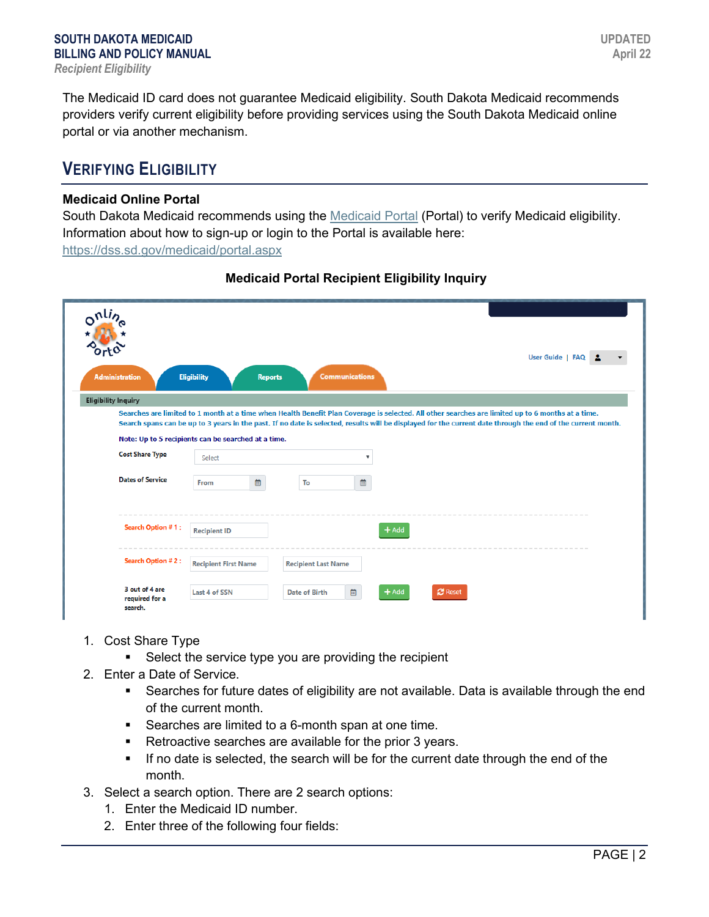The Medicaid ID card does not guarantee Medicaid eligibility. South Dakota Medicaid recommends providers verify current eligibility before providing services using the South Dakota Medicaid online portal or via another mechanism.

## VERIFYING ELIGIBILITY

**Medicaid Online Portal**

South Dakota Medicaid recommends using the [Medicaid Portal](https://dss.sd.gov/medicaid/portal.aspx) (Portal) to verify Medicaid eligibility. Information about how to sign-up or login to the Portal is available here: [https://dss.sd.gov/medicaid/portal.aspx](https://dss.sd.gov/medicaid/portal.aspx)

**Medicaid Portal Recipient Eligibility Inquiry**

1. Cost Share Type
   - Select the service type you are providing the recipient
2. Enter a Date of Service.
   - Searches for future dates of eligibility are not available. Data is available through the end of the current month.
   - Searches are limited to a 6-month span at one time.
   - Retroactive searches are available for the prior 3 years.
   - If no date is selected, the search will be for the current date through the end of the month.
3. Select a search option. There are 2 search options:
   1. Enter the Medicaid ID number.
   2. Enter three of the following four fields: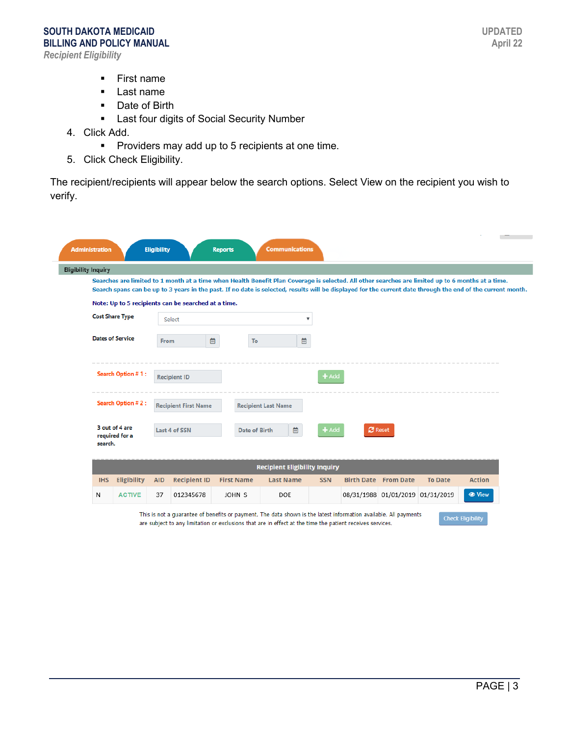- First name
- Last name
- Date of Birth
- Last four digits of Social Security Number

4. Click Add.
   - Providers may add up to 5 recipients at one time.
5. Click Check Eligibility.

The recipient/recipients will appear below the search options. Select View on the recipient you wish to verify.

Administration | Eligibility | Reports | Communications

**Eligibility Inquiry**

Searches are limited to 1 month at a time when Health Benefit Plan Coverage is selected. All other searches are limited up to 6 months at a time. Search spans can be up to 3 years in the past. If no date is selected, results will be displayed for the current date through the end of the current month.

**Note: Up to 5 recipients can be searched at a time.**

Cost Share Type: Select

Dates of Service: From / To

Search Option # 1 : Recipient ID — + Add

Search Option # 2 : Recipient First Name, Recipient Last Name

3 out of 4 are required for a search. Last 4 of SSN, Date of Birth — + Add, Reset

**Recipient Eligibility Inquiry**

| IHS | Eligibility | AID | Recipient ID | First Name | Last Name | SSN | Birth Date | From Date | To Date | Action |
|---|---|---|---|---|---|---|---|---|---|---|
| N | ACTIVE | 37 | 012345678 | JOHN S | DOE | | 08/31/1988 | 01/01/2019 | 01/31/2019 | View |

This is not a guarantee of benefits or payment. The data shown is the latest information available. All payments are subject to any limitation or exclusions that are in effect at the time the patient receives services.

Check Eligibility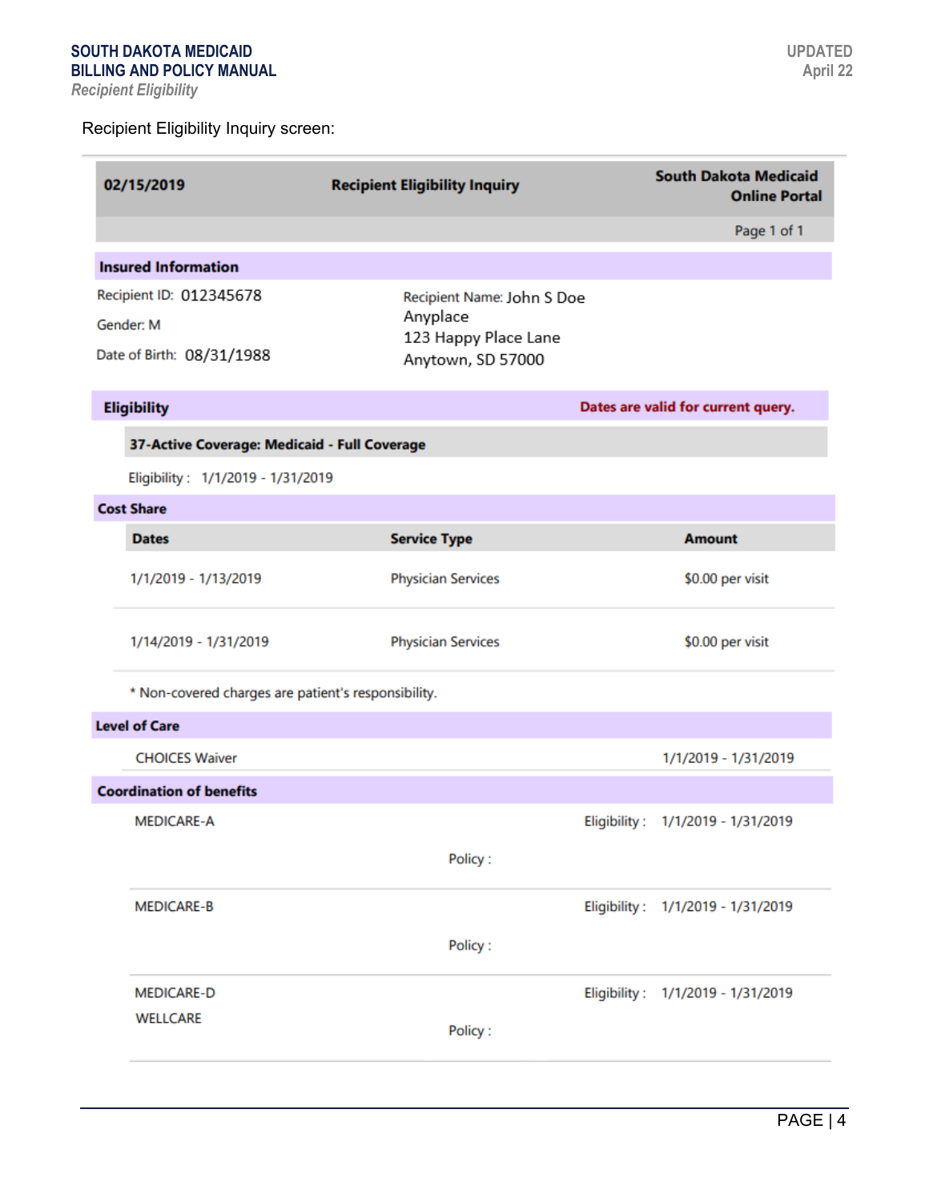Recipient Eligibility Inquiry screen:

| 02/15/2019 | Recipient Eligibility Inquiry | South Dakota Medicaid Online Portal |
|---|---|---|
| | | Page 1 of 1 |

**Insured Information**

Recipient ID: 012345678

Gender: M

Date of Birth: 08/31/1988

Recipient Name: John S Doe
Anyplace
123 Happy Place Lane
Anytown, SD 57000

**Eligibility** — Dates are valid for current query.

**37-Active Coverage: Medicaid - Full Coverage**

Eligibility : 1/1/2019 - 1/31/2019

**Cost Share**

| Dates | Service Type | Amount |
|---|---|---|
| 1/1/2019 - 1/13/2019 | Physician Services | $0.00 per visit |
| 1/14/2019 - 1/31/2019 | Physician Services | $0.00 per visit |

* Non-covered charges are patient's responsibility.

**Level of Care**

| CHOICES Waiver | 1/1/2019 - 1/31/2019 |
|---|---|

**Coordination of benefits**

| Plan | Policy | Eligibility |
|---|---|---|
| MEDICARE-A | Policy : | Eligibility : 1/1/2019 - 1/31/2019 |
| MEDICARE-B | Policy : | Eligibility : 1/1/2019 - 1/31/2019 |
| MEDICARE-D WELLCARE | Policy : | Eligibility : 1/1/2019 - 1/31/2019 |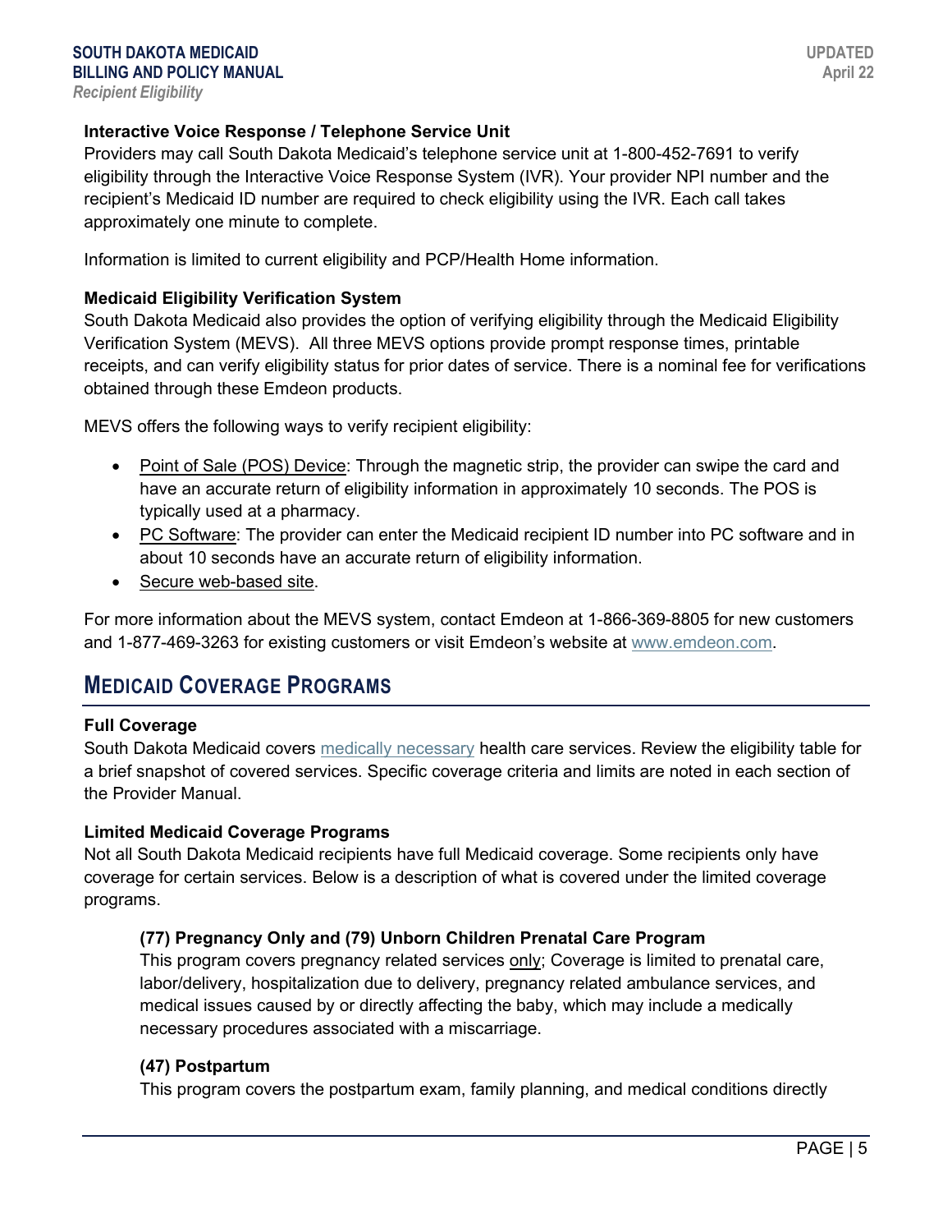### Interactive Voice Response / Telephone Service Unit

Providers may call South Dakota Medicaid's telephone service unit at 1-800-452-7691 to verify eligibility through the Interactive Voice Response System (IVR). Your provider NPI number and the recipient's Medicaid ID number are required to check eligibility using the IVR. Each call takes approximately one minute to complete.

Information is limited to current eligibility and PCP/Health Home information.

### Medicaid Eligibility Verification System

South Dakota Medicaid also provides the option of verifying eligibility through the Medicaid Eligibility Verification System (MEVS). All three MEVS options provide prompt response times, printable receipts, and can verify eligibility status for prior dates of service. There is a nominal fee for verifications obtained through these Emdeon products.

MEVS offers the following ways to verify recipient eligibility:

- Point of Sale (POS) Device: Through the magnetic strip, the provider can swipe the card and have an accurate return of eligibility information in approximately 10 seconds. The POS is typically used at a pharmacy.
- PC Software: The provider can enter the Medicaid recipient ID number into PC software and in about 10 seconds have an accurate return of eligibility information.
- Secure web-based site.

For more information about the MEVS system, contact Emdeon at 1-866-369-8805 for new customers and 1-877-469-3263 for existing customers or visit Emdeon's website at www.emdeon.com.

## Medicaid Coverage Programs

### Full Coverage

South Dakota Medicaid covers medically necessary health care services. Review the eligibility table for a brief snapshot of covered services. Specific coverage criteria and limits are noted in each section of the Provider Manual.

### Limited Medicaid Coverage Programs

Not all South Dakota Medicaid recipients have full Medicaid coverage. Some recipients only have coverage for certain services. Below is a description of what is covered under the limited coverage programs.

#### (77) Pregnancy Only and (79) Unborn Children Prenatal Care Program

This program covers pregnancy related services only; Coverage is limited to prenatal care, labor/delivery, hospitalization due to delivery, pregnancy related ambulance services, and medical issues caused by or directly affecting the baby, which may include a medically necessary procedures associated with a miscarriage.

#### (47) Postpartum

This program covers the postpartum exam, family planning, and medical conditions directly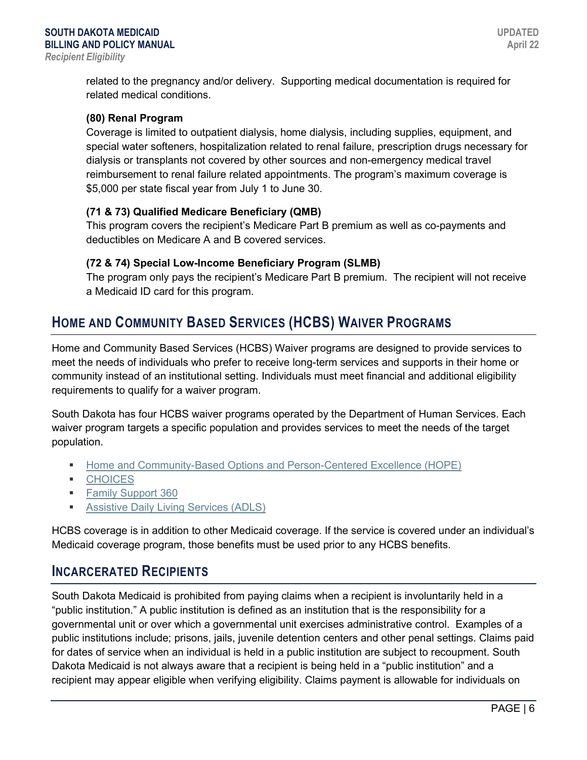related to the pregnancy and/or delivery. Supporting medical documentation is required for related medical conditions.

**(80) Renal Program**

Coverage is limited to outpatient dialysis, home dialysis, including supplies, equipment, and special water softeners, hospitalization related to renal failure, prescription drugs necessary for dialysis or transplants not covered by other sources and non-emergency medical travel reimbursement to renal failure related appointments. The program's maximum coverage is $5,000 per state fiscal year from July 1 to June 30.

**(71 & 73) Qualified Medicare Beneficiary (QMB)**

This program covers the recipient's Medicare Part B premium as well as co-payments and deductibles on Medicare A and B covered services.

**(72 & 74) Special Low-Income Beneficiary Program (SLMB)**

The program only pays the recipient's Medicare Part B premium. The recipient will not receive a Medicaid ID card for this program.

## Home and Community Based Services (HCBS) Waiver Programs

Home and Community Based Services (HCBS) Waiver programs are designed to provide services to meet the needs of individuals who prefer to receive long-term services and supports in their home or community instead of an institutional setting. Individuals must meet financial and additional eligibility requirements to qualify for a waiver program.

South Dakota has four HCBS waiver programs operated by the Department of Human Services. Each waiver program targets a specific population and provides services to meet the needs of the target population.

- Home and Community-Based Options and Person-Centered Excellence (HOPE)
- CHOICES
- Family Support 360
- Assistive Daily Living Services (ADLS)

HCBS coverage is in addition to other Medicaid coverage. If the service is covered under an individual's Medicaid coverage program, those benefits must be used prior to any HCBS benefits.

## Incarcerated Recipients

South Dakota Medicaid is prohibited from paying claims when a recipient is involuntarily held in a "public institution." A public institution is defined as an institution that is the responsibility for a governmental unit or over which a governmental unit exercises administrative control. Examples of a public institutions include; prisons, jails, juvenile detention centers and other penal settings. Claims paid for dates of service when an individual is held in a public institution are subject to recoupment. South Dakota Medicaid is not always aware that a recipient is being held in a "public institution" and a recipient may appear eligible when verifying eligibility. Claims payment is allowable for individuals on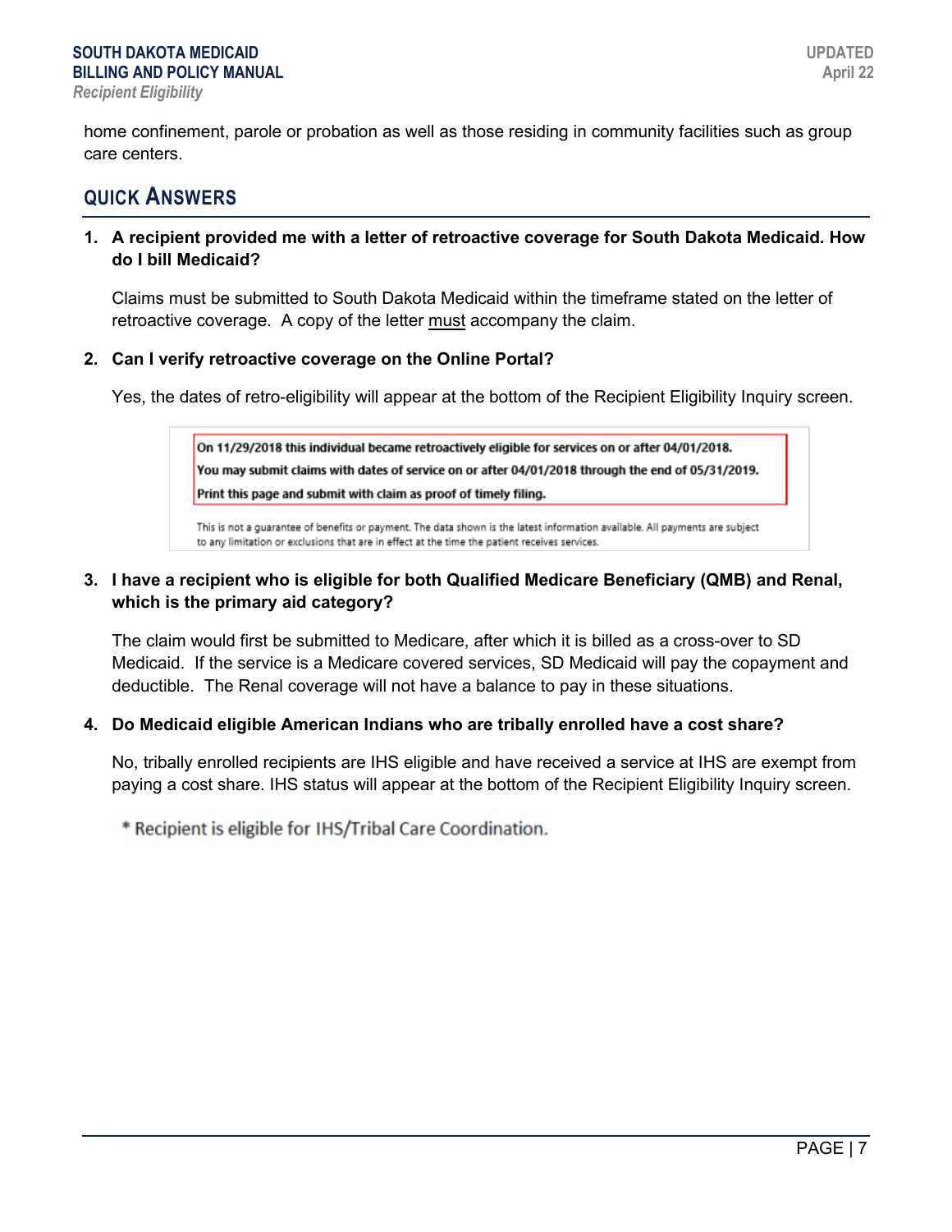home confinement, parole or probation as well as those residing in community facilities such as group care centers.

## QUICK ANSWERS

1. **A recipient provided me with a letter of retroactive coverage for South Dakota Medicaid. How do I bill Medicaid?**

   Claims must be submitted to South Dakota Medicaid within the timeframe stated on the letter of retroactive coverage. A copy of the letter <u>must</u> accompany the claim.

2. **Can I verify retroactive coverage on the Online Portal?**

   Yes, the dates of retro-eligibility will appear at the bottom of the Recipient Eligibility Inquiry screen.

   **On 11/29/2018 this individual became retroactively eligible for services on or after 04/01/2018.**
   **You may submit claims with dates of service on or after 04/01/2018 through the end of 05/31/2019.**
   **Print this page and submit with claim as proof of timely filing.**

   This is not a guarantee of benefits or payment. The data shown is the latest information available. All payments are subject to any limitation or exclusions that are in effect at the time the patient receives services.

3. **I have a recipient who is eligible for both Qualified Medicare Beneficiary (QMB) and Renal, which is the primary aid category?**

   The claim would first be submitted to Medicare, after which it is billed as a cross-over to SD Medicaid. If the service is a Medicare covered services, SD Medicaid will pay the copayment and deductible. The Renal coverage will not have a balance to pay in these situations.

4. **Do Medicaid eligible American Indians who are tribally enrolled have a cost share?**

   No, tribally enrolled recipients are IHS eligible and have received a service at IHS are exempt from paying a cost share. IHS status will appear at the bottom of the Recipient Eligibility Inquiry screen.

   \* Recipient is eligible for IHS/Tribal Care Coordination.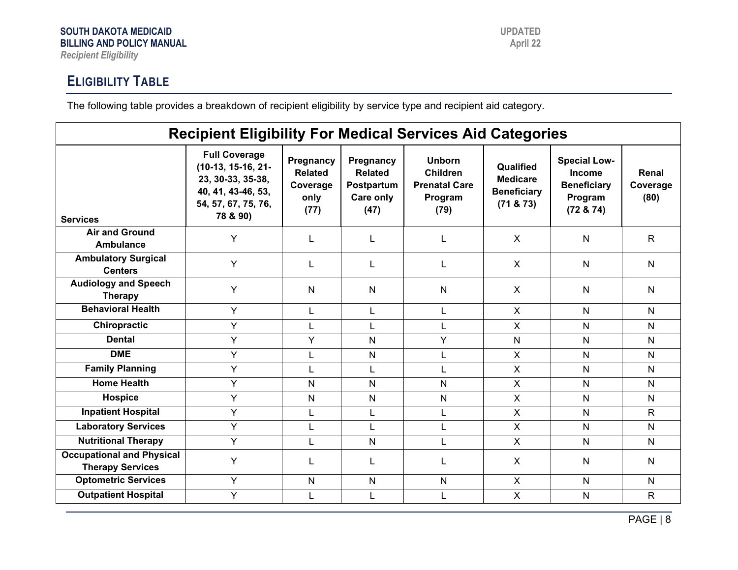## ELIGIBILITY TABLE

The following table provides a breakdown of recipient eligibility by service type and recipient aid category.

| Recipient Eligibility For Medical Services Aid Categories | | | | | | | |
|---|---|---|---|---|---|---|---|
| **Services** | **Full Coverage (10-13, 15-16, 21-23, 30-33, 35-38, 40, 41, 43-46, 53, 54, 57, 67, 75, 76, 78 & 90)** | **Pregnancy Related Coverage only (77)** | **Pregnancy Related Postpartum Care only (47)** | **Unborn Children Prenatal Care Program (79)** | **Qualified Medicare Beneficiary (71 & 73)** | **Special Low-Income Beneficiary Program (72 & 74)** | **Renal Coverage (80)** |
| **Air and Ground Ambulance** | Y | L | L | L | X | N | R |
| **Ambulatory Surgical Centers** | Y | L | L | L | X | N | N |
| **Audiology and Speech Therapy** | Y | N | N | N | X | N | N |
| **Behavioral Health** | Y | L | L | L | X | N | N |
| **Chiropractic** | Y | L | L | L | X | N | N |
| **Dental** | Y | Y | N | Y | N | N | N |
| **DME** | Y | L | N | L | X | N | N |
| **Family Planning** | Y | L | L | L | X | N | N |
| **Home Health** | Y | N | N | N | X | N | N |
| **Hospice** | Y | N | N | N | X | N | N |
| **Inpatient Hospital** | Y | L | L | L | X | N | R |
| **Laboratory Services** | Y | L | L | L | X | N | N |
| **Nutritional Therapy** | Y | L | N | L | X | N | N |
| **Occupational and Physical Therapy Services** | Y | L | L | L | X | N | N |
| **Optometric Services** | Y | N | N | N | X | N | N |
| **Outpatient Hospital** | Y | L | L | L | X | N | R |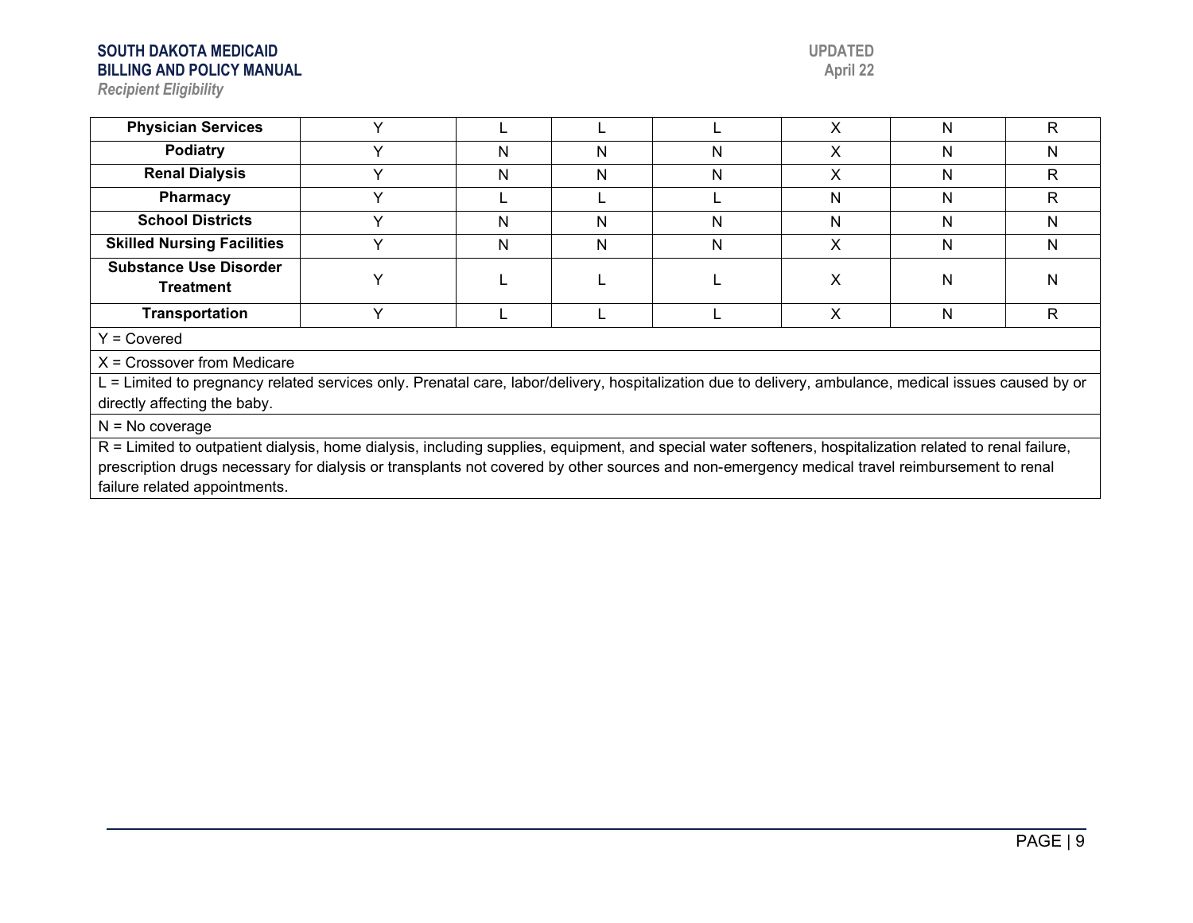| | | | | | | | |
|---|---|---|---|---|---|---|---|
| **Physician Services** | Y | L | L | L | X | N | R |
| **Podiatry** | Y | N | N | N | X | N | N |
| **Renal Dialysis** | Y | N | N | N | X | N | R |
| **Pharmacy** | Y | L | L | L | N | N | R |
| **School Districts** | Y | N | N | N | N | N | N |
| **Skilled Nursing Facilities** | Y | N | N | N | X | N | N |
| **Substance Use Disorder Treatment** | Y | L | L | L | X | N | N |
| **Transportation** | Y | L | L | L | X | N | R |

Y = Covered

X = Crossover from Medicare

L = Limited to pregnancy related services only. Prenatal care, labor/delivery, hospitalization due to delivery, ambulance, medical issues caused by or directly affecting the baby.

N = No coverage

R = Limited to outpatient dialysis, home dialysis, including supplies, equipment, and special water softeners, hospitalization related to renal failure, prescription drugs necessary for dialysis or transplants not covered by other sources and non-emergency medical travel reimbursement to renal failure related appointments.